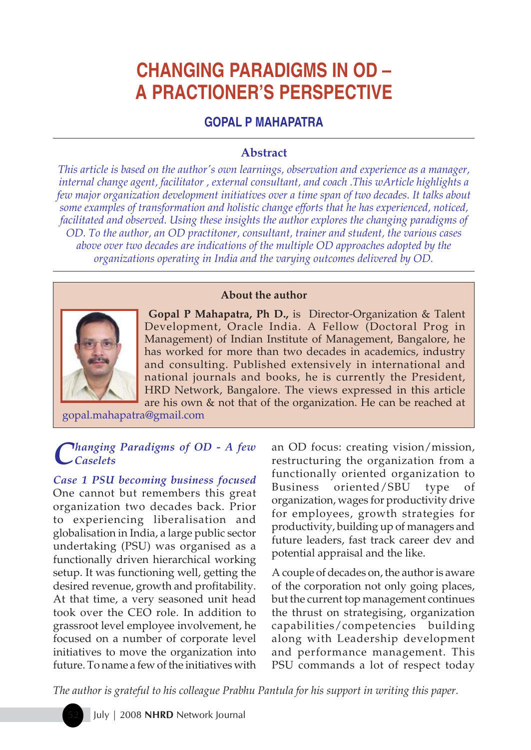# CHANGING PARADIGMS IN OD – A PRACTIONER'S PERSPECTIVE

### GOPAL P MAHAPATRA

## Abstract

*This article is based on the author's own learnings, observation and experience as a manager, internal change agent, facilitator , external consultant, and coach .This wArticle highlights a few major organization development initiatives over a time span of two decades. It talks about some examples of transformation and holistic change efforts that he has experienced, noticed, facilitated and observed. Using these insights the author explores the changing paradigms of OD. To the author, an OD practitoner, consultant, trainer and student, the various cases above over two decades are indications of the multiple OD approaches adopted by the organizations operating in India and the varying outcomes delivered by OD.*

**About the author**

**Gopal P Mahapatra, Ph D.,** is Director-Organization & Talent Development, Oracle India. A Fellow (Doctoral Prog in Management) of Indian Institute of Management, Bangalore, he has worked for more than two decades in academics, industry and consulting. Published extensively in international and national journals and books, he is currently the President, HRD Network, Bangalore. The views expressed in this article are his own & not that of the organization. He can be reached at gopal.mahapatra@gmail.com

## *Changing Paradigms of OD - A few Caselets*

### *Case 1 PSU becoming business focused*

One cannot but remembers this great organization two decades back. Prior to experiencing liberalisation and globalisation in India, a large public sector undertaking (PSU) was organised as a functionally driven hierarchical working setup. It was functioning well, getting the desired revenue, growth and profitability. At that time, a very seasoned unit head took over the CEO role. In addition to grassroot level employee involvement, he focused on a number of corporate level initiatives to move the organization into future. To name a few of the initiatives with an OD focus: creating vision/mission, restructuring the organization from a functionally oriented organization to Business oriented/SBU type of organization, wages for productivity drive for employees, growth strategies for productivity, building up of managers and future leaders, fast track career dev and potential appraisal and the like.

A couple of decades on, the author is aware of the corporation not only going places, but the current top management continues the thrust on strategising, organization capabilities/competencies building along with Leadership development and performance management. This PSU commands a lot of respect today

*The author is grateful to his colleague Prabhu Pantula for his support in writing this paper.*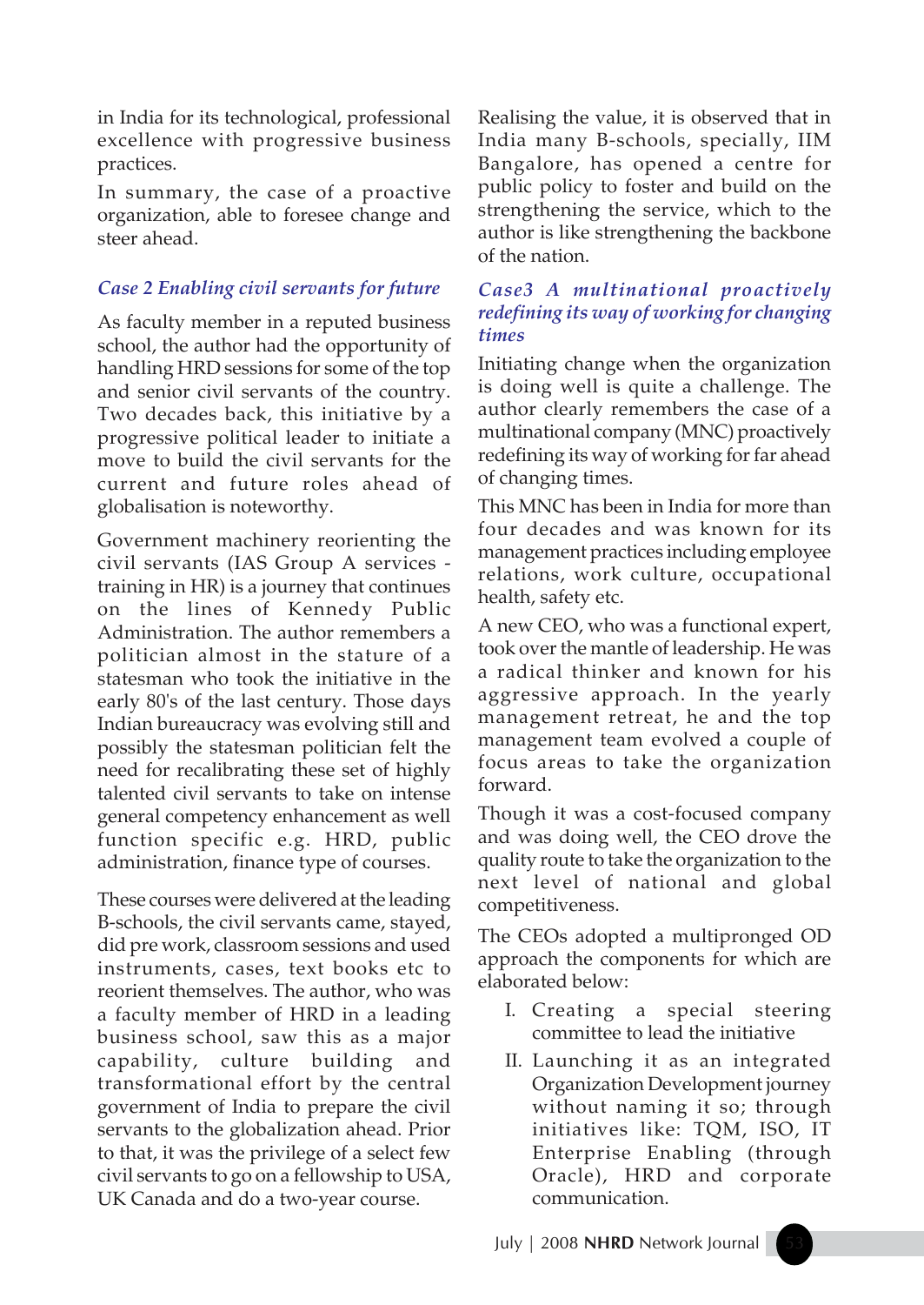in India for its technological, professional excellence with progressive business practices.

In summary, the case of a proactive organization, able to foresee change and steer ahead.

### *Case 2 Enabling civil servants for future*

As faculty member in a reputed business school, the author had the opportunity of handling HRD sessions for some of the top and senior civil servants of the country. Two decades back, this initiative by a progressive political leader to initiate a move to build the civil servants for the current and future roles ahead of globalisation is noteworthy.

Government machinery reorienting the civil servants (IAS Group A services - training in HR) is a journey that continues on the lines of Kennedy Public Administration. The author remembers a politician almost in the stature of a statesman who took the initiative in the early 80's of the last century. Those days Indian bureaucracy was evolving still and possibly the statesman politician felt the need for recalibrating these set of highly talented civil servants to take on intense general competency enhancement as well function specific e.g. HRD, public administration, finance type of courses.

These courses were delivered at the leading B-schools, the civil servants came, stayed, did pre work, classroom sessions and used instruments, cases, text books etc to reorient themselves. The author, who was a faculty member of HRD in a leading business school, saw this as a major capability, culture building and transformational effort by the central government of India to prepare the civil servants to the globalization ahead. Prior to that, it was the privilege of a select few civil servants to go on a fellowship to USA, UK Canada and do a two-year course.

Realising the value, it is observed that in India many B-schools, specially, IIM Bangalore, has opened a centre for public policy to foster and build on the strengthening the service, which to the author is like strengthening the backbone of the nation.

### *Case3 A multinational proactively redefining its way of working for changing times*

Initiating change when the organization is doing well is quite a challenge. The author clearly remembers the case of a multinational company (MNC) proactively redefining its way of working for far ahead of changing times.

This MNC has been in India for more than four decades and was known for its management practices including employee relations, work culture, occupational health, safety etc.

A new CEO, who was a functional expert, took over the mantle of leadership. He was a radical thinker and known for his aggressive approach. In the yearly management retreat, he and the top management team evolved a couple of focus areas to take the organization forward.

Though it was a cost-focused company and was doing well, the CEO drove the quality route to take the organization to the next level of national and global competitiveness.

The CEOs adopted a multipronged OD approach the components for which are elaborated below:

I. Creating a special steering committee to lead the initiative

II. Launching it as an integrated Organization Development journey without naming it so; through initiatives like: TQM, ISO, IT Enterprise Enabling (through Oracle), HRD and corporate communication.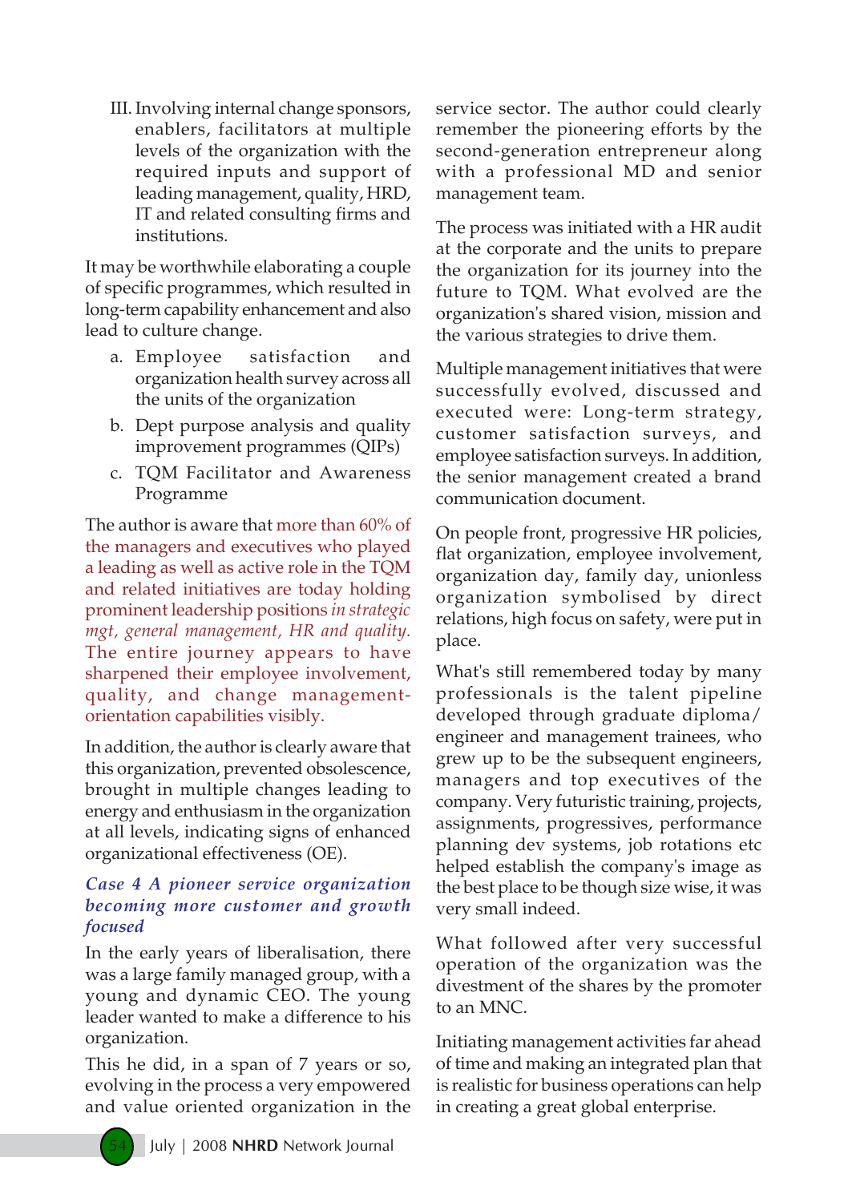III. Involving internal change sponsors, enablers, facilitators at multiple levels of the organization with the required inputs and support of leading management, quality, HRD, IT and related consulting firms and institutions.

It may be worthwhile elaborating a couple of specific programmes, which resulted in long-term capability enhancement and also lead to culture change.

a. Employee satisfaction and organization health survey across all the units of the organization

b. Dept purpose analysis and quality improvement programmes (QIPs)

c. TQM Facilitator and Awareness Programme

The author is aware that more than 60% of the managers and executives who played a leading as well as active role in the TQM and related initiatives are today holding prominent leadership positions *in strategic mgt, general management, HR and quality.* The entire journey appears to have sharpened their employee involvement, quality, and change management-orientation capabilities visibly.

In addition, the author is clearly aware that this organization, prevented obsolescence, brought in multiple changes leading to energy and enthusiasm in the organization at all levels, indicating signs of enhanced organizational effectiveness (OE).

### *Case 4 A pioneer service organization becoming more customer and growth focused*

In the early years of liberalisation, there was a large family managed group, with a young and dynamic CEO. The young leader wanted to make a difference to his organization.

This he did, in a span of 7 years or so, evolving in the process a very empowered and value oriented organization in the service sector. The author could clearly remember the pioneering efforts by the second-generation entrepreneur along with a professional MD and senior management team.

The process was initiated with a HR audit at the corporate and the units to prepare the organization for its journey into the future to TQM. What evolved are the organization's shared vision, mission and the various strategies to drive them.

Multiple management initiatives that were successfully evolved, discussed and executed were: Long-term strategy, customer satisfaction surveys, and employee satisfaction surveys. In addition, the senior management created a brand communication document.

On people front, progressive HR policies, flat organization, employee involvement, organization day, family day, unionless organization symbolised by direct relations, high focus on safety, were put in place.

What's still remembered today by many professionals is the talent pipeline developed through graduate diploma/ engineer and management trainees, who grew up to be the subsequent engineers, managers and top executives of the company. Very futuristic training, projects, assignments, progressives, performance planning dev systems, job rotations etc helped establish the company's image as the best place to be though size wise, it was very small indeed.

What followed after very successful operation of the organization was the divestment of the shares by the promoter to an MNC.

Initiating management activities far ahead of time and making an integrated plan that is realistic for business operations can help in creating a great global enterprise.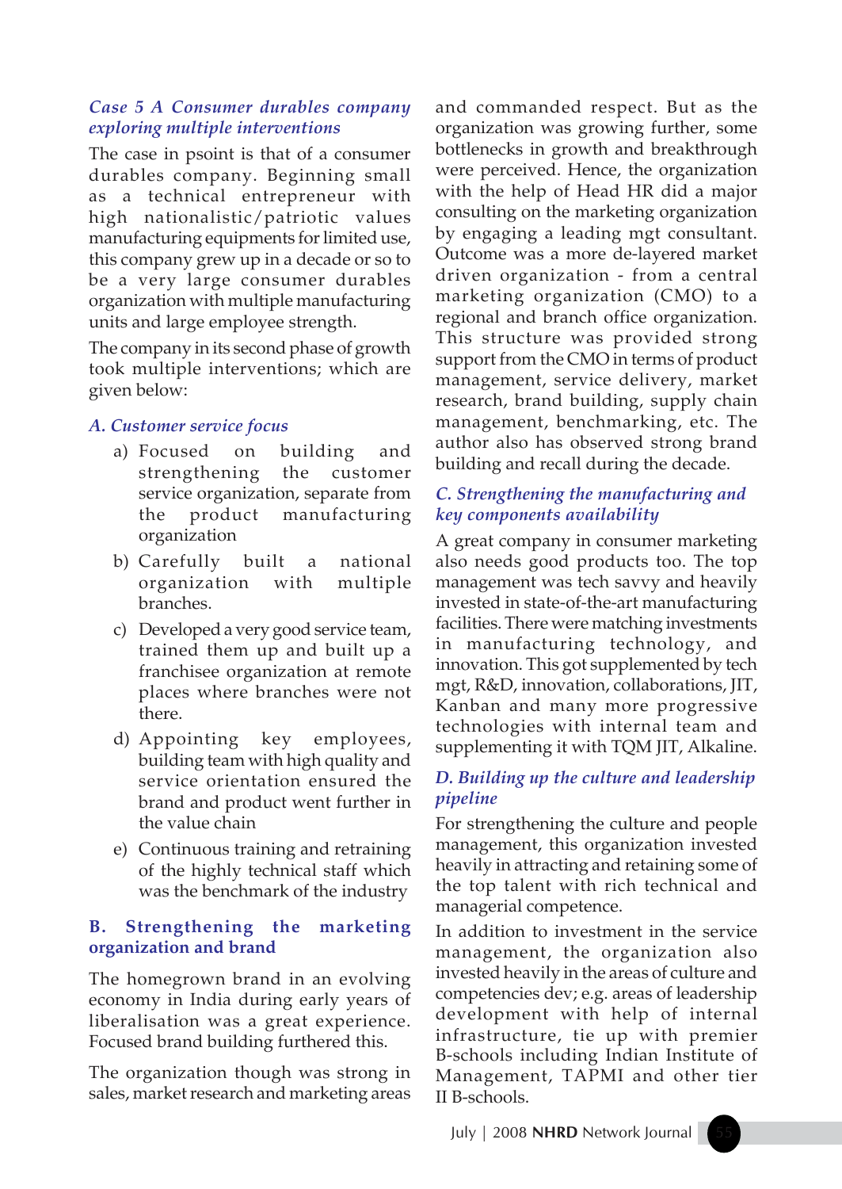### *Case 5 A Consumer durables company exploring multiple interventions*

The case in psoint is that of a consumer durables company. Beginning small as a technical entrepreneur with high nationalistic/patriotic values manufacturing equipments for limited use, this company grew up in a decade or so to be a very large consumer durables organization with multiple manufacturing units and large employee strength.

The company in its second phase of growth took multiple interventions; which are given below:

#### *A. Customer service focus*

a) Focused on building and strengthening the customer service organization, separate from the product manufacturing organization

b) Carefully built a national organization with multiple branches.

c) Developed a very good service team, trained them up and built up a franchisee organization at remote places where branches were not there.

d) Appointing key employees, building team with high quality and service orientation ensured the brand and product went further in the value chain

e) Continuous training and retraining of the highly technical staff which was the benchmark of the industry

#### B. Strengthening the marketing organization and brand

The homegrown brand in an evolving economy in India during early years of liberalisation was a great experience. Focused brand building furthered this.

The organization though was strong in sales, market research and marketing areas and commanded respect. But as the organization was growing further, some bottlenecks in growth and breakthrough were perceived. Hence, the organization with the help of Head HR did a major consulting on the marketing organization by engaging a leading mgt consultant. Outcome was a more de-layered market driven organization - from a central marketing organization (CMO) to a regional and branch office organization. This structure was provided strong support from the CMO in terms of product management, service delivery, market research, brand building, supply chain management, benchmarking, etc. The author also has observed strong brand building and recall during the decade.

#### *C. Strengthening the manufacturing and key components availability*

A great company in consumer marketing also needs good products too. The top management was tech savvy and heavily invested in state-of-the-art manufacturing facilities. There were matching investments in manufacturing technology, and innovation. This got supplemented by tech mgt, R&D, innovation, collaborations, JIT, Kanban and many more progressive technologies with internal team and supplementing it with TQM JIT, Alkaline.

#### *D. Building up the culture and leadership pipeline*

For strengthening the culture and people management, this organization invested heavily in attracting and retaining some of the top talent with rich technical and managerial competence.

In addition to investment in the service management, the organization also invested heavily in the areas of culture and competencies dev; e.g. areas of leadership development with help of internal infrastructure, tie up with premier B-schools including Indian Institute of Management, TAPMI and other tier II B-schools.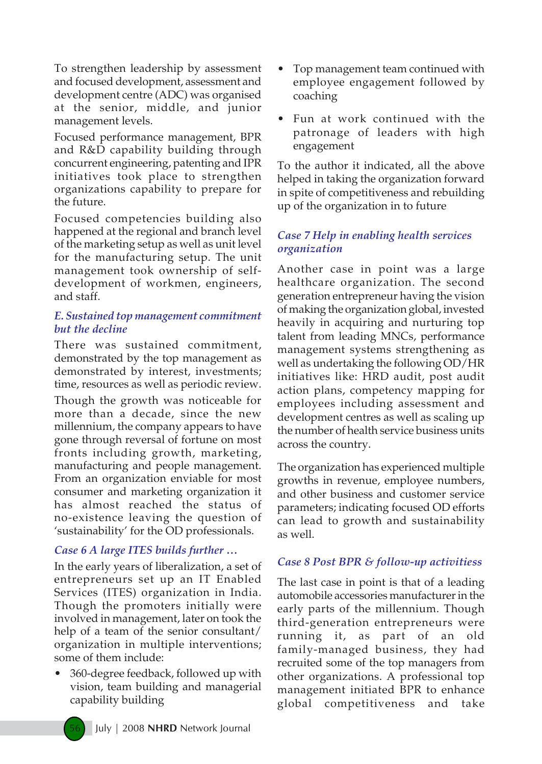To strengthen leadership by assessment and focused development, assessment and development centre (ADC) was organised at the senior, middle, and junior management levels.

Focused performance management, BPR and R&D capability building through concurrent engineering, patenting and IPR initiatives took place to strengthen organizations capability to prepare for the future.

Focused competencies building also happened at the regional and branch level of the marketing setup as well as unit level for the manufacturing setup. The unit management took ownership of self-development of workmen, engineers, and staff.

### *E. Sustained top management commitment but the decline*

There was sustained commitment, demonstrated by the top management as demonstrated by interest, investments; time, resources as well as periodic review.

Though the growth was noticeable for more than a decade, since the new millennium, the company appears to have gone through reversal of fortune on most fronts including growth, marketing, manufacturing and people management. From an organization enviable for most consumer and marketing organization it has almost reached the status of no-existence leaving the question of 'sustainability' for the OD professionals.

### *Case 6 A large ITES builds further …*

In the early years of liberalization, a set of entrepreneurs set up an IT Enabled Services (ITES) organization in India. Though the promoters initially were involved in management, later on took the help of a team of the senior consultant/organization in multiple interventions; some of them include:

- 360-degree feedback, followed up with vision, team building and managerial capability building
- Top management team continued with employee engagement followed by coaching
- Fun at work continued with the patronage of leaders with high engagement

To the author it indicated, all the above helped in taking the organization forward in spite of competitiveness and rebuilding up of the organization in to future

### *Case 7 Help in enabling health services organization*

Another case in point was a large healthcare organization. The second generation entrepreneur having the vision of making the organization global, invested heavily in acquiring and nurturing top talent from leading MNCs, performance management systems strengthening as well as undertaking the following OD/HR initiatives like: HRD audit, post audit action plans, competency mapping for employees including assessment and development centres as well as scaling up the number of health service business units across the country.

The organization has experienced multiple growths in revenue, employee numbers, and other business and customer service parameters; indicating focused OD efforts can lead to growth and sustainability as well.

### *Case 8 Post BPR & follow-up activitiess*

The last case in point is that of a leading automobile accessories manufacturer in the early parts of the millennium. Though third-generation entrepreneurs were running it, as part of an old family-managed business, they had recruited some of the top managers from other organizations. A professional top management initiated BPR to enhance global competitiveness and take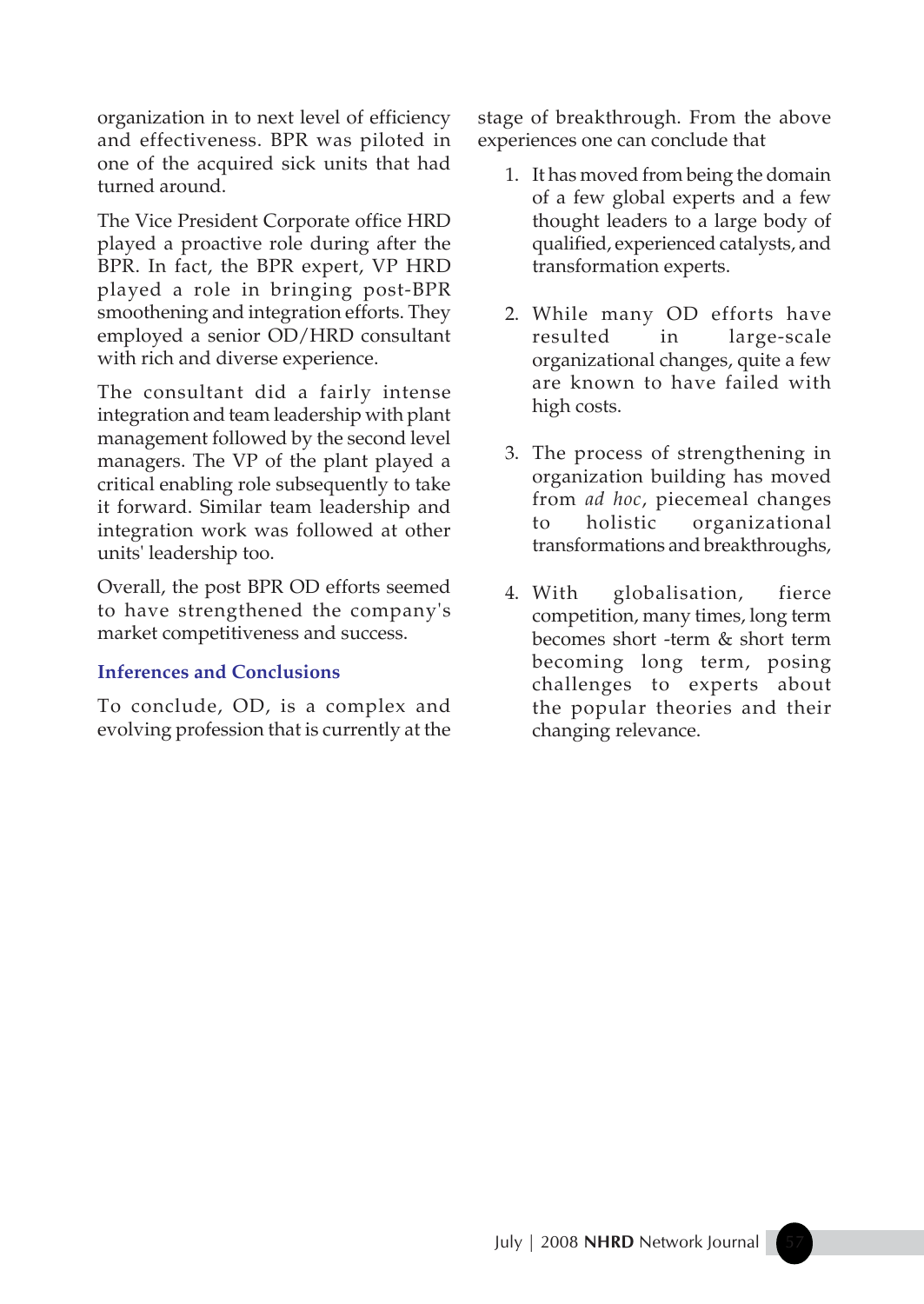organization in to next level of efficiency and effectiveness. BPR was piloted in one of the acquired sick units that had turned around.

The Vice President Corporate office HRD played a proactive role during after the BPR. In fact, the BPR expert, VP HRD played a role in bringing post-BPR smoothening and integration efforts. They employed a senior OD/HRD consultant with rich and diverse experience.

The consultant did a fairly intense integration and team leadership with plant management followed by the second level managers. The VP of the plant played a critical enabling role subsequently to take it forward. Similar team leadership and integration work was followed at other units' leadership too.

Overall, the post BPR OD efforts seemed to have strengthened the company's market competitiveness and success.

## Inferences and Conclusions

To conclude, OD, is a complex and evolving profession that is currently at the stage of breakthrough. From the above experiences one can conclude that

1. It has moved from being the domain of a few global experts and a few thought leaders to a large body of qualified, experienced catalysts, and transformation experts.

2. While many OD efforts have resulted in large-scale organizational changes, quite a few are known to have failed with high costs.

3. The process of strengthening in organization building has moved from *ad hoc*, piecemeal changes to holistic organizational transformations and breakthroughs,

4. With globalisation, fierce competition, many times, long term becomes short -term & short term becoming long term, posing challenges to experts about the popular theories and their changing relevance.